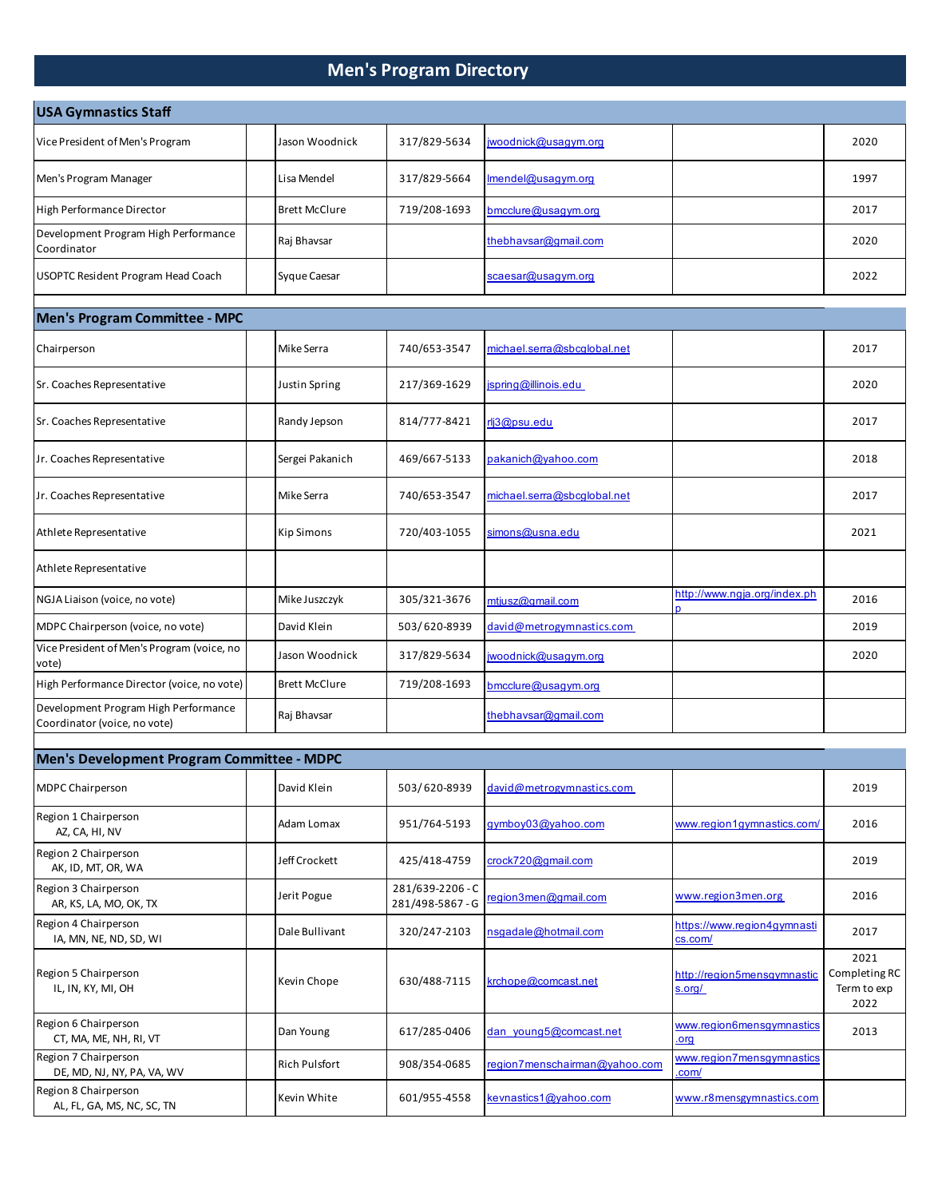# Men's Program Directory

## USA Gymnastics Staff

| Position | | Name | Phone | Email | Website | Year |
|---|---|---|---|---|---|---|
| Vice President of Men's Program | | Jason Woodnick | 317/829-5634 | jwoodnick@usagym.org | | 2020 |
| Men's Program Manager | | Lisa Mendel | 317/829-5664 | lmendel@usagym.org | | 1997 |
| High Performance Director | | Brett McClure | 719/208-1693 | bmcclure@usagym.org | | 2017 |
| Development Program High Performance Coordinator | | Raj Bhavsar | | thebhavsar@gmail.com | | 2020 |
| USOPTC Resident Program Head Coach | | Syque Caesar | | scaesar@usagym.org | | 2022 |

## Men's Program Committee - MPC

| Position | | Name | Phone | Email | Website | Year |
|---|---|---|---|---|---|---|
| Chairperson | | Mike Serra | 740/653-3547 | michael.serra@sbcglobal.net | | 2017 |
| Sr. Coaches Representative | | Justin Spring | 217/369-1629 | jspring@illinois.edu | | 2020 |
| Sr. Coaches Representative | | Randy Jepson | 814/777-8421 | rlj3@psu.edu | | 2017 |
| Jr. Coaches Representative | | Sergei Pakanich | 469/667-5133 | pakanich@yahoo.com | | 2018 |
| Jr. Coaches Representative | | Mike Serra | 740/653-3547 | michael.serra@sbcglobal.net | | 2017 |
| Athlete Representative | | Kip Simons | 720/403-1055 | simons@usna.edu | | 2021 |
| Athlete Representative | | | | | | |
| NGJA Liaison (voice, no vote) | | Mike Juszczyk | 305/321-3676 | mtjusz@gmail.com | http://www.ngja.org/index.php | 2016 |
| MDPC Chairperson (voice, no vote) | | David Klein | 503/620-8939 | david@metrogymnastics.com | | 2019 |
| Vice President of Men's Program (voice, no vote) | | Jason Woodnick | 317/829-5634 | jwoodnick@usagym.org | | 2020 |
| High Performance Director (voice, no vote) | | Brett McClure | 719/208-1693 | bmcclure@usagym.org | | |
| Development Program High Performance Coordinator (voice, no vote) | | Raj Bhavsar | | thebhavsar@gmail.com | | |

## Men's Development Program Committee - MDPC

| Position | | Name | Phone | Email | Website | Year |
|---|---|---|---|---|---|---|
| MDPC Chairperson | | David Klein | 503/620-8939 | david@metrogymnastics.com | | 2019 |
| Region 1 Chairperson AZ, CA, HI, NV | | Adam Lomax | 951/764-5193 | gymboy03@yahoo.com | www.region1gymnastics.com/ | 2016 |
| Region 2 Chairperson AK, ID, MT, OR, WA | | Jeff Crockett | 425/418-4759 | crock720@gmail.com | | 2019 |
| Region 3 Chairperson AR, KS, LA, MO, OK, TX | | Jerit Pogue | 281/639-2206 - C 281/498-5867 - G | region3men@gmail.com | www.region3men.org | 2016 |
| Region 4 Chairperson IA, MN, NE, ND, SD, WI | | Dale Bullivant | 320/247-2103 | nsgadale@hotmail.com | https://www.region4gymnastics.com/ | 2017 |
| Region 5 Chairperson IL, IN, KY, MI, OH | | Kevin Chope | 630/488-7115 | krchope@comcast.net | http://region5mensgymnastics.org/ | 2021 Completing RC Term to exp 2022 |
| Region 6 Chairperson CT, MA, ME, NH, RI, VT | | Dan Young | 617/285-0406 | dan_young5@comcast.net | www.region6mensgymnastics.org | 2013 |
| Region 7 Chairperson DE, MD, NJ, NY, PA, VA, WV | | Rich Pulsfort | 908/354-0685 | region7menschairman@yahoo.com | www.region7mensgymnastics.com/ | |
| Region 8 Chairperson AL, FL, GA, MS, NC, SC, TN | | Kevin White | 601/955-4558 | kevnastics1@yahoo.com | www.r8mensgymnastics.com | |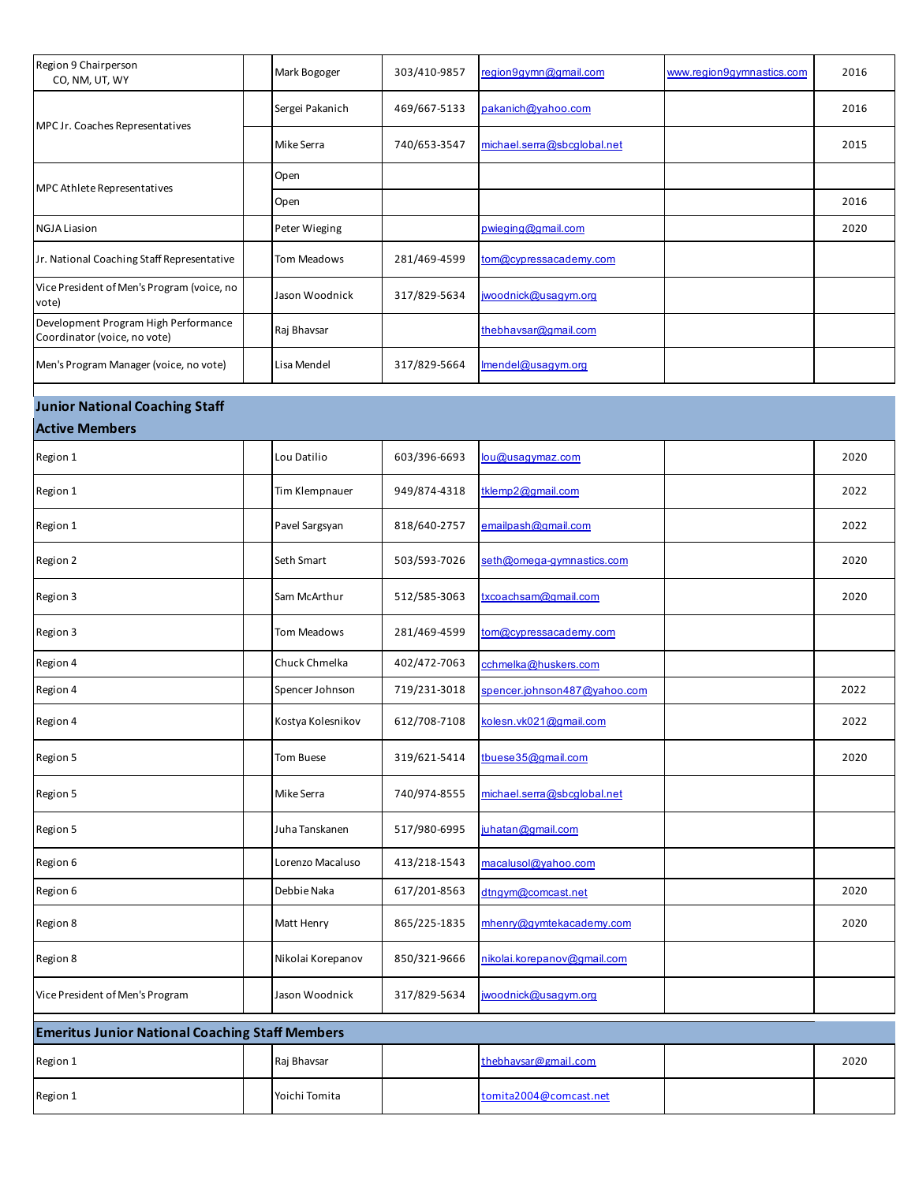| | | | | | | |
|---|---|---|---|---|---|---|
| Region 9 Chairperson CO, NM, UT, WY | | Mark Bogoger | 303/410-9857 | region9gymn@gmail.com | www.region9gymnastics.com | 2016 |
| MPC Jr. Coaches Representatives | | Sergei Pakanich | 469/667-5133 | pakanich@yahoo.com | | 2016 |
| | | Mike Serra | 740/653-3547 | michael.serra@sbcglobal.net | | 2015 |
| MPC Athlete Representatives | | Open | | | | |
| | | Open | | | | 2016 |
| NGJA Liasion | | Peter Wieging | | pwieging@gmail.com | | 2020 |
| Jr. National Coaching Staff Representative | | Tom Meadows | 281/469-4599 | tom@cypressacademy.com | | |
| Vice President of Men's Program (voice, no vote) | | Jason Woodnick | 317/829-5634 | jwoodnick@usagym.org | | |
| Development Program High Performance Coordinator (voice, no vote) | | Raj Bhavsar | | thebhavsar@gmail.com | | |
| Men's Program Manager (voice, no vote) | | Lisa Mendel | 317/829-5664 | lmendel@usagym.org | | |

## Junior National Coaching Staff

### Active Members

| | | | | | | |
|---|---|---|---|---|---|---|
| Region 1 | | Lou Datilio | 603/396-6693 | lou@usagymaz.com | | 2020 |
| Region 1 | | Tim Klempnauer | 949/874-4318 | tklemp2@gmail.com | | 2022 |
| Region 1 | | Pavel Sargsyan | 818/640-2757 | emailpash@gmail.com | | 2022 |
| Region 2 | | Seth Smart | 503/593-7026 | seth@omega-gymnastics.com | | 2020 |
| Region 3 | | Sam McArthur | 512/585-3063 | txcoachsam@gmail.com | | 2020 |
| Region 3 | | Tom Meadows | 281/469-4599 | tom@cypressacademy.com | | |
| Region 4 | | Chuck Chmelka | 402/472-7063 | cchmelka@huskers.com | | |
| Region 4 | | Spencer Johnson | 719/231-3018 | spencer.johnson487@yahoo.com | | 2022 |
| Region 4 | | Kostya Kolesnikov | 612/708-7108 | kolesn.vk021@gmail.com | | 2022 |
| Region 5 | | Tom Buese | 319/621-5414 | tbuese35@gmail.com | | 2020 |
| Region 5 | | Mike Serra | 740/974-8555 | michael.serra@sbcglobal.net | | |
| Region 5 | | Juha Tanskanen | 517/980-6995 | juhatan@gmail.com | | |
| Region 6 | | Lorenzo Macaluso | 413/218-1543 | macalusol@yahoo.com | | |
| Region 6 | | Debbie Naka | 617/201-8563 | dtngym@comcast.net | | 2020 |
| Region 8 | | Matt Henry | 865/225-1835 | mhenry@gymtekacademy.com | | 2020 |
| Region 8 | | Nikolai Korepanov | 850/321-9666 | nikolai.korepanov@gmail.com | | |
| Vice President of Men's Program | | Jason Woodnick | 317/829-5634 | jwoodnick@usagym.org | | |

## Emeritus Junior National Coaching Staff Members

| | | | | | | |
|---|---|---|---|---|---|---|
| Region 1 | | Raj Bhavsar | | thebhavsar@gmail.com | | 2020 |
| Region 1 | | Yoichi Tomita | | tomita2004@comcast.net | | |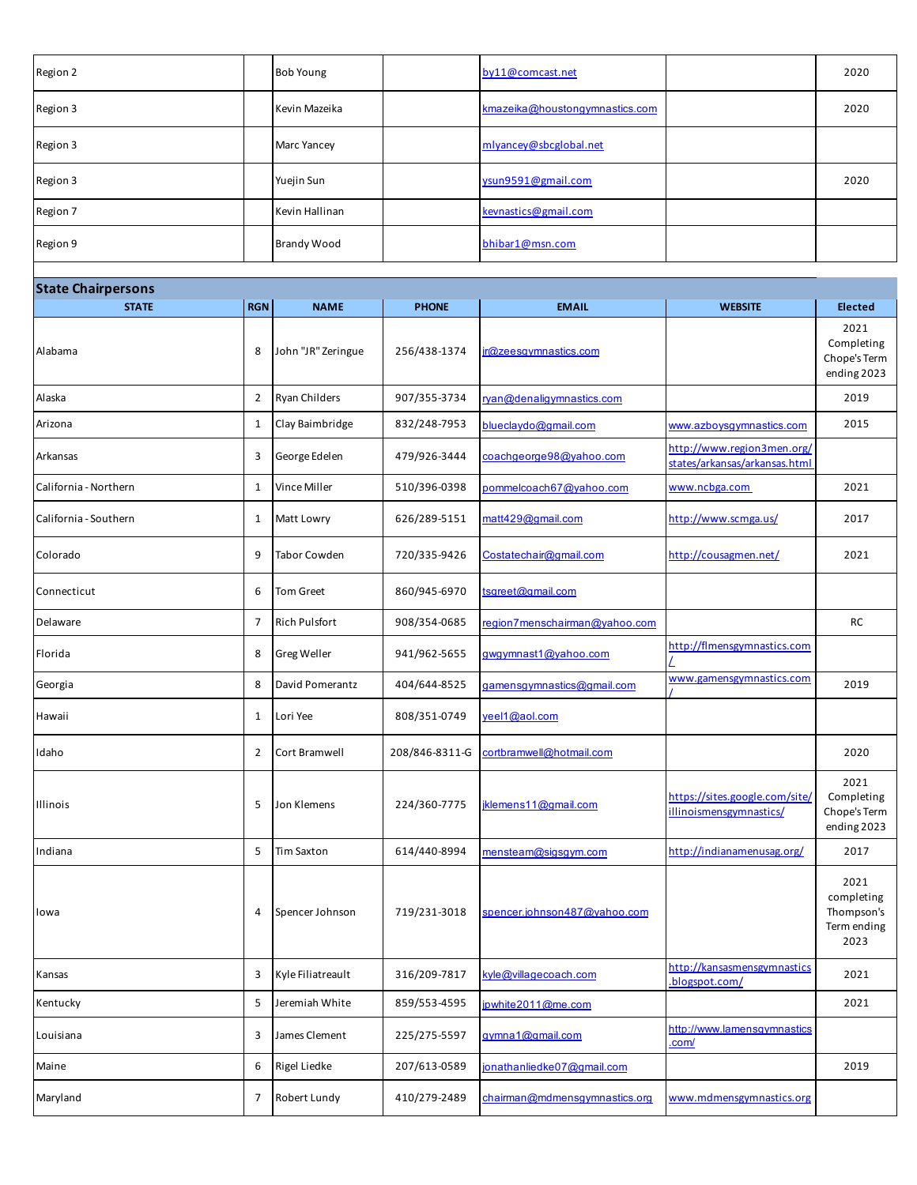| | | | | | | |
|---|---|---|---|---|---|---|
| Region 2 | | Bob Young | | by11@comcast.net | | 2020 |
| Region 3 | | Kevin Mazeika | | kmazeika@houstongymnastics.com | | 2020 |
| Region 3 | | Marc Yancey | | mlyancey@sbcglobal.net | | |
| Region 3 | | Yuejin Sun | | ysun9591@gmail.com | | 2020 |
| Region 7 | | Kevin Hallinan | | kevnastics@gmail.com | | |
| Region 9 | | Brandy Wood | | bhibar1@msn.com | | |

## State Chairpersons

| STATE | RGN | NAME | PHONE | EMAIL | WEBSITE | Elected |
|---|---|---|---|---|---|---|
| Alabama | 8 | John "JR" Zeringue | 256/438-1374 | jr@zeesgymnastics.com | | 2021 Completing Chope's Term ending 2023 |
| Alaska | 2 | Ryan Childers | 907/355-3734 | ryan@denaligymnastics.com | | 2019 |
| Arizona | 1 | Clay Baimbridge | 832/248-7953 | blueclaydo@gmail.com | www.azboysgymnastics.com | 2015 |
| Arkansas | 3 | George Edelen | 479/926-3444 | coachgeorge98@yahoo.com | http://www.region3men.org/states/arkansas/arkansas.html | |
| California - Northern | 1 | Vince Miller | 510/396-0398 | pommelcoach67@yahoo.com | www.ncbga.com | 2021 |
| California - Southern | 1 | Matt Lowry | 626/289-5151 | matt429@gmail.com | http://www.scmga.us/ | 2017 |
| Colorado | 9 | Tabor Cowden | 720/335-9426 | Costatechair@gmail.com | http://cousagmen.net/ | 2021 |
| Connecticut | 6 | Tom Greet | 860/945-6970 | tsgreet@gmail.com | | |
| Delaware | 7 | Rich Pulsfort | 908/354-0685 | region7menschairman@yahoo.com | | RC |
| Florida | 8 | Greg Weller | 941/962-5655 | gwgymnast1@yahoo.com | http://flmensgymnastics.com/ | |
| Georgia | 8 | David Pomerantz | 404/644-8525 | gamensgymnastics@gmail.com | www.gamensgymnastics.com/ | 2019 |
| Hawaii | 1 | Lori Yee | 808/351-0749 | yeel1@aol.com | | |
| Idaho | 2 | Cort Bramwell | 208/846-8311-G | cortbramwell@hotmail.com | | 2020 |
| Illinois | 5 | Jon Klemens | 224/360-7775 | jklemens11@gmail.com | https://sites.google.com/site/illinoismensgymnastics/ | 2021 Completing Chope's Term ending 2023 |
| Indiana | 5 | Tim Saxton | 614/440-8994 | mensteam@sigsgym.com | http://indianamenusag.org/ | 2017 |
| Iowa | 4 | Spencer Johnson | 719/231-3018 | spencer.johnson487@yahoo.com | | 2021 completing Thompson's Term ending 2023 |
| Kansas | 3 | Kyle Filiatreault | 316/209-7817 | kyle@villagecoach.com | http://kansasmensgymnastics.blogspot.com/ | 2021 |
| Kentucky | 5 | Jeremiah White | 859/553-4595 | jpwhite2011@me.com | | 2021 |
| Louisiana | 3 | James Clement | 225/275-5597 | gymna1@gmail.com | http://www.lamensgymnastics.com/ | |
| Maine | 6 | Rigel Liedke | 207/613-0589 | jonathanliedke07@gmail.com | | 2019 |
| Maryland | 7 | Robert Lundy | 410/279-2489 | chairman@mdmensgymnastics.org | www.mdmensgymnastics.org | |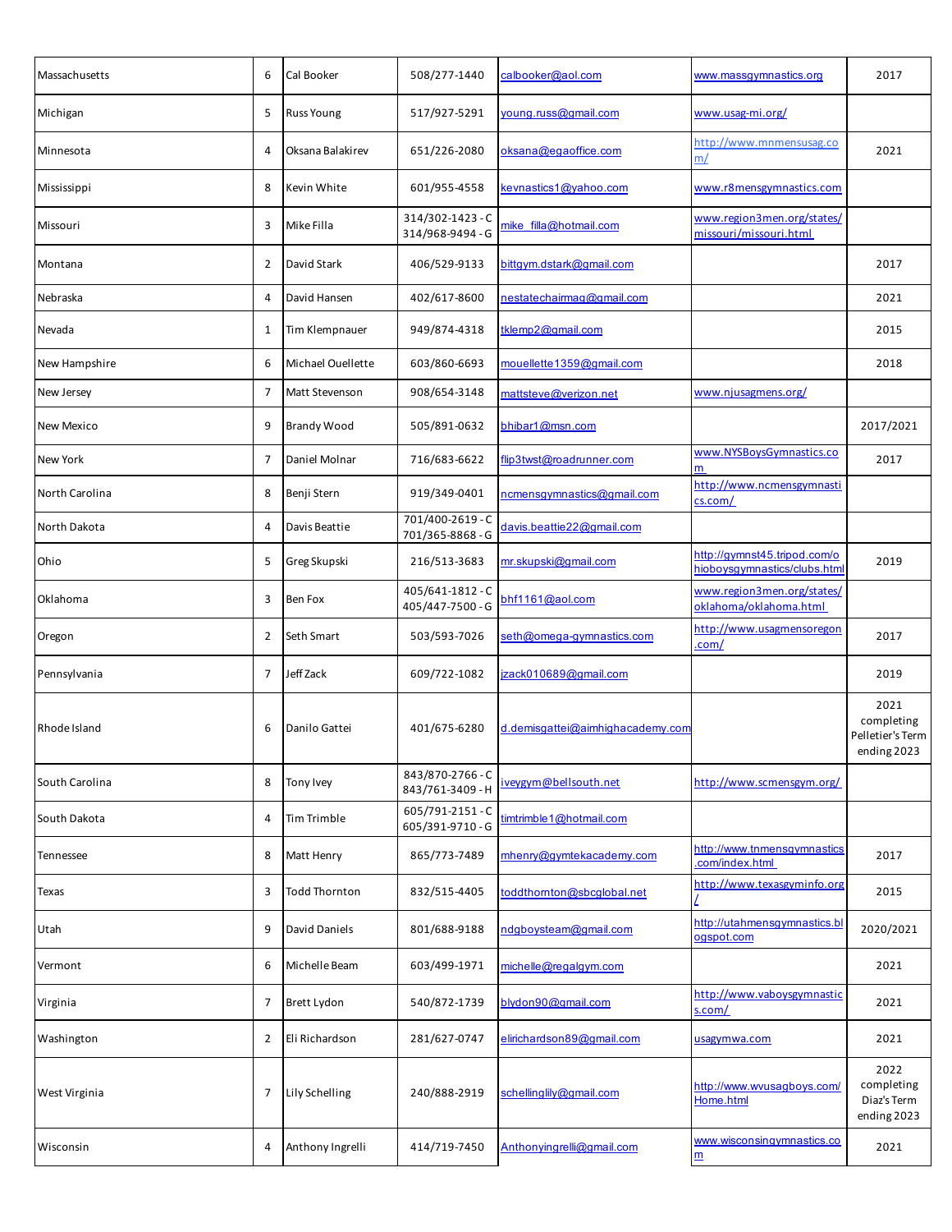| Massachusetts | 6 | Cal Booker | 508/277-1440 | calbooker@aol.com | www.massgymnastics.org | 2017 |
|---|---|---|---|---|---|---|
| Michigan | 5 | Russ Young | 517/927-5291 | young.russ@gmail.com | www.usag-mi.org/ | |
| Minnesota | 4 | Oksana Balakirev | 651/226-2080 | oksana@egaoffice.com | http://www.mnmensusag.com/ | 2021 |
| Mississippi | 8 | Kevin White | 601/955-4558 | kevnastics1@yahoo.com | www.r8mensgymnastics.com | |
| Missouri | 3 | Mike Filla | 314/302-1423 - C 314/968-9494 - G | mike_filla@hotmail.com | www.region3men.org/states/missouri/missouri.html | |
| Montana | 2 | David Stark | 406/529-9133 | bittgym.dstark@gmail.com | | 2017 |
| Nebraska | 4 | David Hansen | 402/617-8600 | nestatechairmag@gmail.com | | 2021 |
| Nevada | 1 | Tim Klempnauer | 949/874-4318 | tklemp2@gmail.com | | 2015 |
| New Hampshire | 6 | Michael Ouellette | 603/860-6693 | mouellette1359@gmail.com | | 2018 |
| New Jersey | 7 | Matt Stevenson | 908/654-3148 | mattsteve@verizon.net | www.njusagmens.org/ | |
| New Mexico | 9 | Brandy Wood | 505/891-0632 | bhibar1@msn.com | | 2017/2021 |
| New York | 7 | Daniel Molnar | 716/683-6622 | flip3twst@roadrunner.com | www.NYSBoysGymnastics.com | 2017 |
| North Carolina | 8 | Benji Stern | 919/349-0401 | ncmensgymnastics@gmail.com | http://www.ncmensgymnastics.com/ | |
| North Dakota | 4 | Davis Beattie | 701/400-2619 - C 701/365-8868 - G | davis.beattie22@gmail.com | | |
| Ohio | 5 | Greg Skupski | 216/513-3683 | mr.skupski@gmail.com | http://gymnst45.tripod.com/ohioboysgymnastics/clubs.html | 2019 |
| Oklahoma | 3 | Ben Fox | 405/641-1812 - C 405/447-7500 - G | bhf1161@aol.com | www.region3men.org/states/oklahoma/oklahoma.html | |
| Oregon | 2 | Seth Smart | 503/593-7026 | seth@omega-gymnastics.com | http://www.usagmensoregon.com/ | 2017 |
| Pennsylvania | 7 | Jeff Zack | 609/722-1082 | jzack010689@gmail.com | | 2019 |
| Rhode Island | 6 | Danilo Gattei | 401/675-6280 | d.demisgattei@aimhighacademy.com | | 2021 completing Pelletier's Term ending 2023 |
| South Carolina | 8 | Tony Ivey | 843/870-2766 - C 843/761-3409 - H | iveygym@bellsouth.net | http://www.scmensgym.org/ | |
| South Dakota | 4 | Tim Trimble | 605/791-2151 - C 605/391-9710 - G | timtrimble1@hotmail.com | | |
| Tennessee | 8 | Matt Henry | 865/773-7489 | mhenry@gymtekacademy.com | http://www.tnmensgymnastics.com/index.html | 2017 |
| Texas | 3 | Todd Thornton | 832/515-4405 | toddthornton@sbcglobal.net | http://www.texasgyminfo.org/ | 2015 |
| Utah | 9 | David Daniels | 801/688-9188 | ndgboysteam@gmail.com | http://utahmensgymnastics.blogspot.com | 2020/2021 |
| Vermont | 6 | Michelle Beam | 603/499-1971 | michelle@regalgym.com | | 2021 |
| Virginia | 7 | Brett Lydon | 540/872-1739 | blydon90@gmail.com | http://www.vaboysgymnastics.com/ | 2021 |
| Washington | 2 | Eli Richardson | 281/627-0747 | elirichardson89@gmail.com | usagymwa.com | 2021 |
| West Virginia | 7 | Lily Schelling | 240/888-2919 | schellinglily@gmail.com | http://www.wvusagboys.com/Home.html | 2022 completing Diaz's Term ending 2023 |
| Wisconsin | 4 | Anthony Ingrelli | 414/719-7450 | Anthonyingrelli@gmail.com | www.wisconsingymnastics.com | 2021 |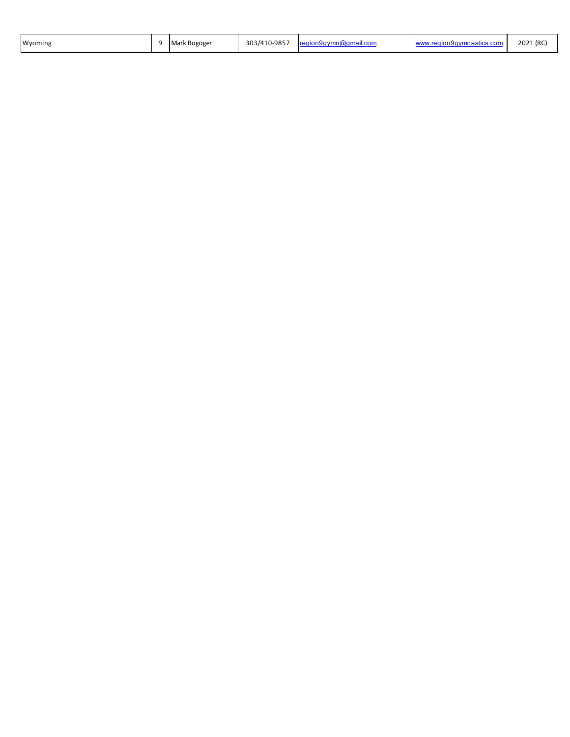| | | | | | | |
|---|---|---|---|---|---|---|
| Wyoming | 9 | Mark Bogoger | 303/410-9857 | region9gymn@gmail.com | www.region9gymnastics.com | 2021 (RC) |